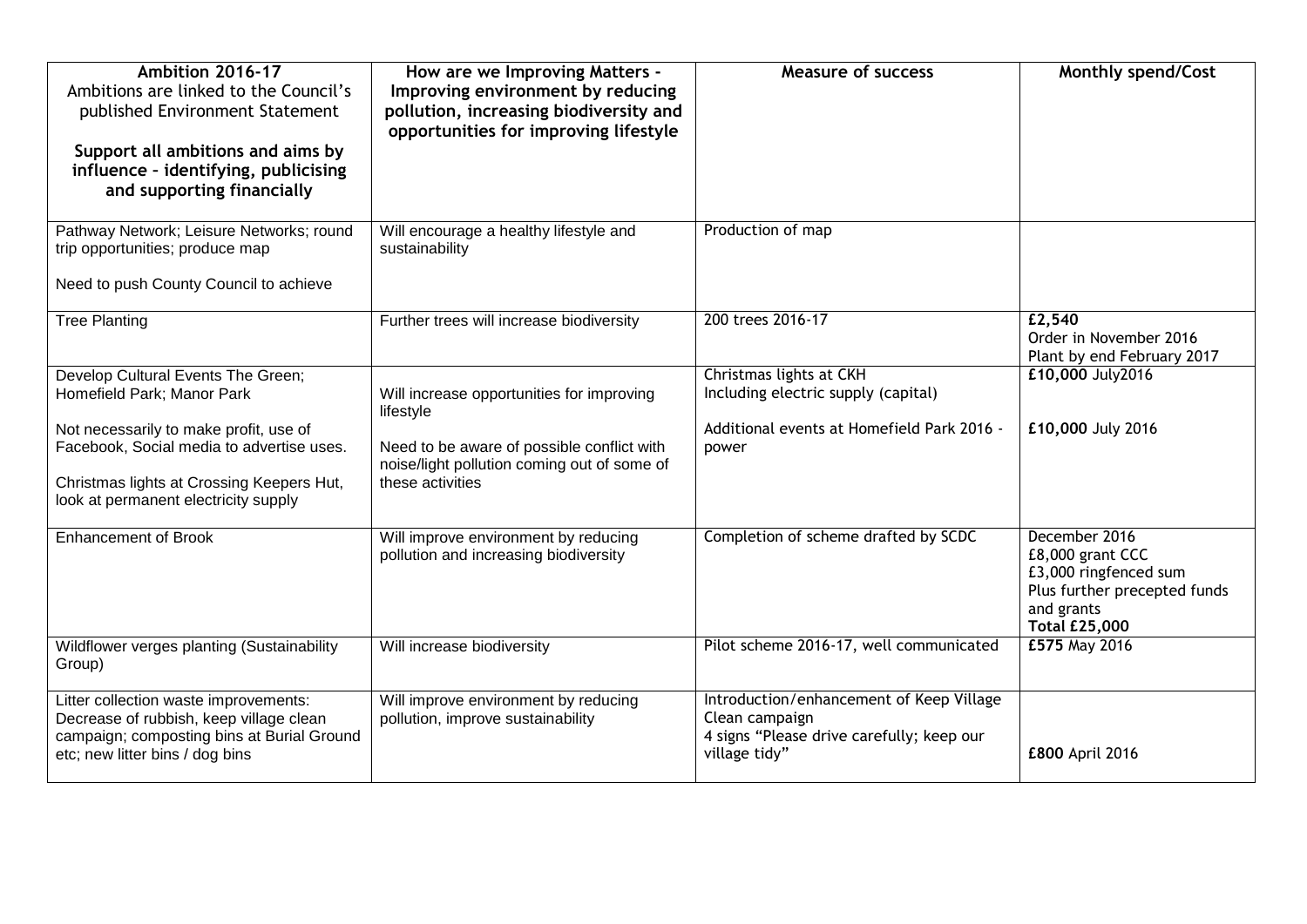| **Ambition 2016-17**<br>Ambitions are linked to the Council's published Environment Statement<br><br>**Support all ambitions and aims by influence – identifying, publicising and supporting financially** | **How are we Improving Matters - Improving environment by reducing pollution, increasing biodiversity and opportunities for improving lifestyle** | **Measure of success** | **Monthly spend/Cost** |
|---|---|---|---|
| Pathway Network; Leisure Networks; round trip opportunities; produce map<br><br>Need to push County Council to achieve | Will encourage a healthy lifestyle and sustainability | Production of map | |
| Tree Planting | Further trees will increase biodiversity | 200 trees 2016-17 | **£2,540**<br>Order in November 2016<br>Plant by end February 2017 |
| Develop Cultural Events The Green; Homefield Park; Manor Park<br><br>Not necessarily to make profit, use of Facebook, Social media to advertise uses.<br><br>Christmas lights at Crossing Keepers Hut, look at permanent electricity supply | Will increase opportunities for improving lifestyle<br><br>Need to be aware of possible conflict with noise/light pollution coming out of some of these activities | Christmas lights at CKH<br>Including electric supply (capital)<br><br>Additional events at Homefield Park 2016 - power | **£10,000** July2016<br><br>**£10,000** July 2016 |
| Enhancement of Brook | Will improve environment by reducing pollution and increasing biodiversity | Completion of scheme drafted by SCDC | December 2016<br>£8,000 grant CCC<br>£3,000 ringfenced sum<br>Plus further precepted funds and grants<br>**Total £25,000** |
| Wildflower verges planting (Sustainability Group) | Will increase biodiversity | Pilot scheme 2016-17, well communicated | **£575** May 2016 |
| Litter collection waste improvements: Decrease of rubbish, keep village clean campaign; composting bins at Burial Ground etc; new litter bins / dog bins | Will improve environment by reducing pollution, improve sustainability | Introduction/enhancement of Keep Village Clean campaign<br>4 signs "Please drive carefully; keep our village tidy" | **£800** April 2016 |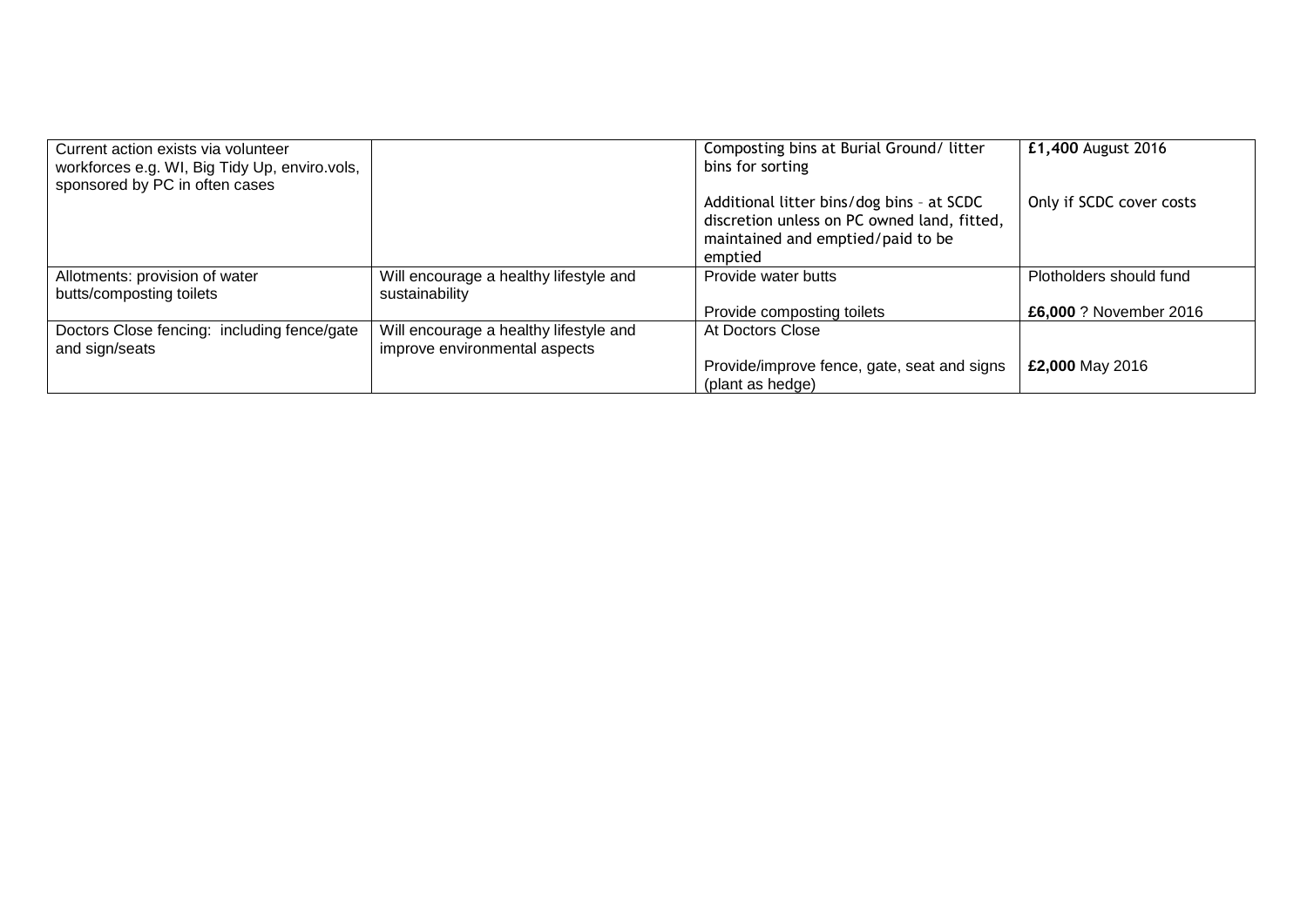| | | | |
|---|---|---|---|
| Current action exists via volunteer workforces e.g. WI, Big Tidy Up, enviro.vols, sponsored by PC in often cases | | Composting bins at Burial Ground/ litter bins for sorting<br><br>Additional litter bins/dog bins – at SCDC discretion unless on PC owned land, fitted, maintained and emptied/paid to be emptied | **£1,400** August 2016<br><br>Only if SCDC cover costs |
| Allotments: provision of water butts/composting toilets | Will encourage a healthy lifestyle and sustainability | Provide water butts<br><br>Provide composting toilets | Plotholders should fund<br><br>**£6,000** ? November 2016 |
| Doctors Close fencing: including fence/gate and sign/seats | Will encourage a healthy lifestyle and improve environmental aspects | At Doctors Close<br><br>Provide/improve fence, gate, seat and signs (plant as hedge) | <br><br>**£2,000** May 2016 |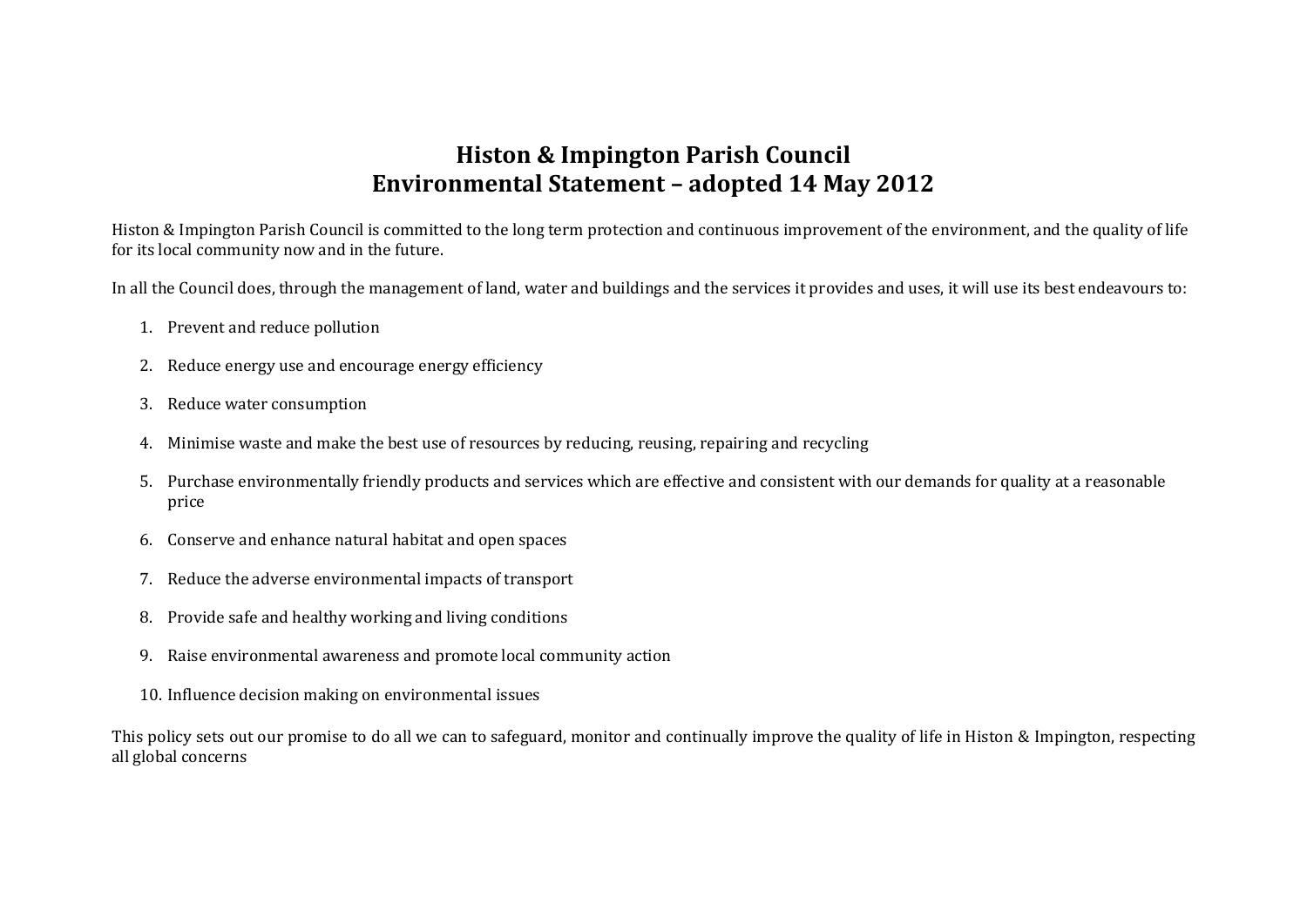# Histon & Impington Parish Council
# Environmental Statement – adopted 14 May 2012

Histon & Impington Parish Council is committed to the long term protection and continuous improvement of the environment, and the quality of life for its local community now and in the future.

In all the Council does, through the management of land, water and buildings and the services it provides and uses, it will use its best endeavours to:

1. Prevent and reduce pollution
2. Reduce energy use and encourage energy efficiency
3. Reduce water consumption
4. Minimise waste and make the best use of resources by reducing, reusing, repairing and recycling
5. Purchase environmentally friendly products and services which are effective and consistent with our demands for quality at a reasonable price
6. Conserve and enhance natural habitat and open spaces
7. Reduce the adverse environmental impacts of transport
8. Provide safe and healthy working and living conditions
9. Raise environmental awareness and promote local community action
10. Influence decision making on environmental issues

This policy sets out our promise to do all we can to safeguard, monitor and continually improve the quality of life in Histon & Impington, respecting all global concerns